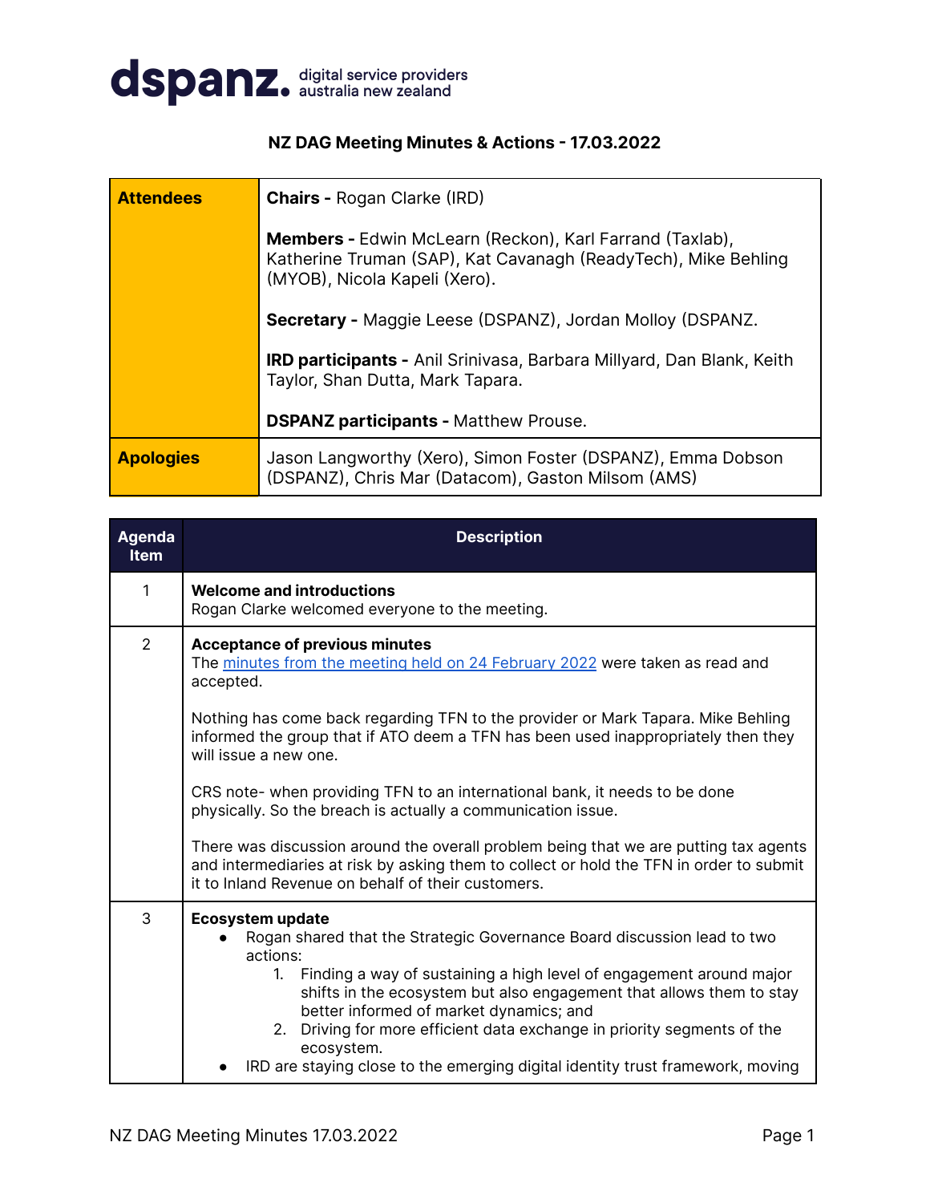**dspanz.** digital service providers australia new zealand

## NZ DAG Meeting Minutes & Actions - 17.03.2022

| | |
|---|---|
| **Attendees** | **Chairs -** Rogan Clarke (IRD)<br><br>**Members -** Edwin McLearn (Reckon), Karl Farrand (Taxlab), Katherine Truman (SAP), Kat Cavanagh (ReadyTech), Mike Behling (MYOB), Nicola Kapeli (Xero).<br><br>**Secretary -** Maggie Leese (DSPANZ), Jordan Molloy (DSPANZ.<br><br>**IRD participants -** Anil Srinivasa, Barbara Millyard, Dan Blank, Keith Taylor, Shan Dutta, Mark Tapara.<br><br>**DSPANZ participants -** Matthew Prouse. |
| **Apologies** | Jason Langworthy (Xero), Simon Foster (DSPANZ), Emma Dobson (DSPANZ), Chris Mar (Datacom), Gaston Milsom (AMS) |

| Agenda Item | Description |
|---|---|
| 1 | **Welcome and introductions**<br>Rogan Clarke welcomed everyone to the meeting. |
| 2 | **Acceptance of previous minutes**<br>The [minutes from the meeting held on 24 February 2022]() were taken as read and accepted.<br><br>Nothing has come back regarding TFN to the provider or Mark Tapara. Mike Behling informed the group that if ATO deem a TFN has been used inappropriately then they will issue a new one.<br><br>CRS note- when providing TFN to an international bank, it needs to be done physically. So the breach is actually a communication issue.<br><br>There was discussion around the overall problem being that we are putting tax agents and intermediaries at risk by asking them to collect or hold the TFN in order to submit it to Inland Revenue on behalf of their customers. |
| 3 | **Ecosystem update**<br>• Rogan shared that the Strategic Governance Board discussion lead to two actions:<br>&nbsp;&nbsp;&nbsp;&nbsp;1. Finding a way of sustaining a high level of engagement around major shifts in the ecosystem but also engagement that allows them to stay better informed of market dynamics; and<br>&nbsp;&nbsp;&nbsp;&nbsp;2. Driving for more efficient data exchange in priority segments of the ecosystem.<br>• IRD are staying close to the emerging digital identity trust framework, moving |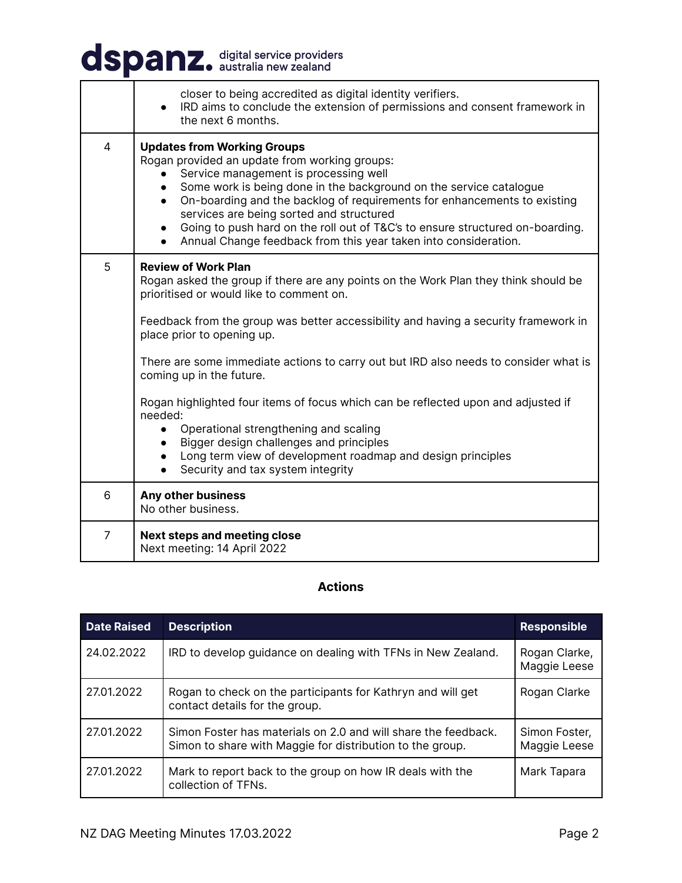| | |
|---|---|
| | closer to being accredited as digital identity verifiers.<br>• IRD aims to conclude the extension of permissions and consent framework in the next 6 months. |
| 4 | **Updates from Working Groups**<br>Rogan provided an update from working groups:<br>• Service management is processing well<br>• Some work is being done in the background on the service catalogue<br>• On-boarding and the backlog of requirements for enhancements to existing services are being sorted and structured<br>• Going to push hard on the roll out of T&C's to ensure structured on-boarding.<br>• Annual Change feedback from this year taken into consideration. |
| 5 | **Review of Work Plan**<br>Rogan asked the group if there are any points on the Work Plan they think should be prioritised or would like to comment on.<br><br>Feedback from the group was better accessibility and having a security framework in place prior to opening up.<br><br>There are some immediate actions to carry out but IRD also needs to consider what is coming up in the future.<br><br>Rogan highlighted four items of focus which can be reflected upon and adjusted if needed:<br>• Operational strengthening and scaling<br>• Bigger design challenges and principles<br>• Long term view of development roadmap and design principles<br>• Security and tax system integrity |
| 6 | **Any other business**<br>No other business. |
| 7 | **Next steps and meeting close**<br>Next meeting: 14 April 2022 |

## Actions

| Date Raised | Description | Responsible |
|---|---|---|
| 24.02.2022 | IRD to develop guidance on dealing with TFNs in New Zealand. | Rogan Clarke, Maggie Leese |
| 27.01.2022 | Rogan to check on the participants for Kathryn and will get contact details for the group. | Rogan Clarke |
| 27.01.2022 | Simon Foster has materials on 2.0 and will share the feedback. Simon to share with Maggie for distribution to the group. | Simon Foster, Maggie Leese |
| 27.01.2022 | Mark to report back to the group on how IR deals with the collection of TFNs. | Mark Tapara |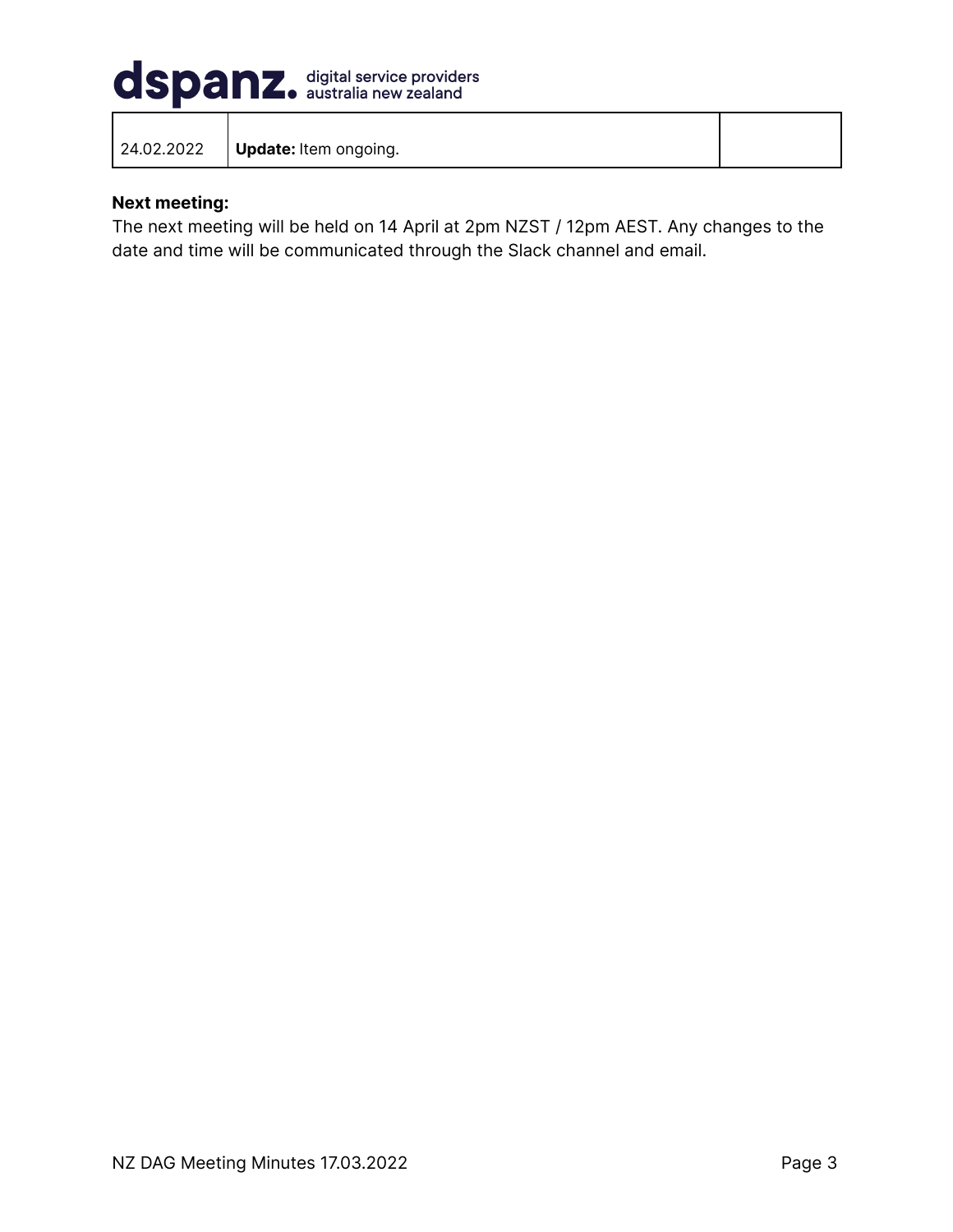| | | |
|---|---|---|
| 24.02.2022 | **Update:** Item ongoing. | |

**Next meeting:**
The next meeting will be held on 14 April at 2pm NZST / 12pm AEST. Any changes to the date and time will be communicated through the Slack channel and email.